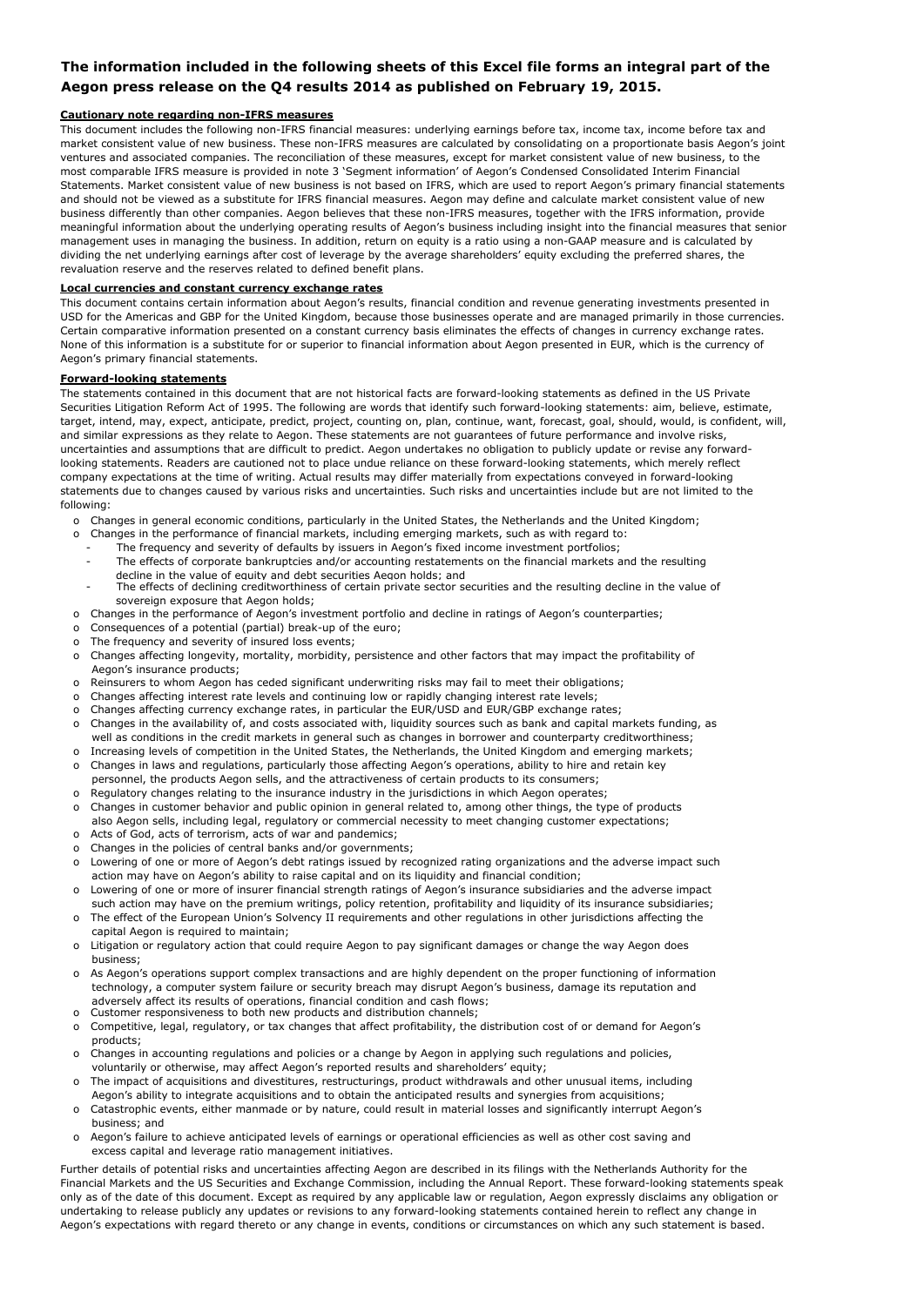**The information included in the following sheets of this Excel file forms an integral part of the Aegon press release on the Q4 results 2014 as published on February 19, 2015.**

**Cautionary note regarding non-IFRS measures**

This document includes the following non-IFRS financial measures: underlying earnings before tax, income tax, income before tax and market consistent value of new business. These non-IFRS measures are calculated by consolidating on a proportionate basis Aegon's joint ventures and associated companies. The reconciliation of these measures, except for market consistent value of new business, to the most comparable IFRS measure is provided in note 3 'Segment information' of Aegon's Condensed Consolidated Interim Financial Statements. Market consistent value of new business is not based on IFRS, which are used to report Aegon's primary financial statements and should not be viewed as a substitute for IFRS financial measures. Aegon may define and calculate market consistent value of new business differently than other companies. Aegon believes that these non-IFRS measures, together with the IFRS information, provide meaningful information about the underlying operating results of Aegon's business including insight into the financial measures that senior management uses in managing the business. In addition, return on equity is a ratio using a non-GAAP measure and is calculated by dividing the net underlying earnings after cost of leverage by the average shareholders' equity excluding the preferred shares, the revaluation reserve and the reserves related to defined benefit plans.

**Local currencies and constant currency exchange rates**

This document contains certain information about Aegon's results, financial condition and revenue generating investments presented in USD for the Americas and GBP for the United Kingdom, because those businesses operate and are managed primarily in those currencies. Certain comparative information presented on a constant currency basis eliminates the effects of changes in currency exchange rates. None of this information is a substitute for or superior to financial information about Aegon presented in EUR, which is the currency of Aegon's primary financial statements.

**Forward-looking statements**

The statements contained in this document that are not historical facts are forward-looking statements as defined in the US Private Securities Litigation Reform Act of 1995. The following are words that identify such forward-looking statements: aim, believe, estimate, target, intend, may, expect, anticipate, predict, project, counting on, plan, continue, want, forecast, goal, should, would, is confident, will, and similar expressions as they relate to Aegon. These statements are not guarantees of future performance and involve risks, uncertainties and assumptions that are difficult to predict. Aegon undertakes no obligation to publicly update or revise any forward-looking statements. Readers are cautioned not to place undue reliance on these forward-looking statements, which merely reflect company expectations at the time of writing. Actual results may differ materially from expectations conveyed in forward-looking statements due to changes caused by various risks and uncertainties. Such risks and uncertainties include but are not limited to the following:

- Changes in general economic conditions, particularly in the United States, the Netherlands and the United Kingdom;
- Changes in the performance of financial markets, including emerging markets, such as with regard to:
  - The frequency and severity of defaults by issuers in Aegon's fixed income investment portfolios;
  - The effects of corporate bankruptcies and/or accounting restatements on the financial markets and the resulting decline in the value of equity and debt securities Aegon holds; and
  - The effects of declining creditworthiness of certain private sector securities and the resulting decline in the value of sovereign exposure that Aegon holds;
- Changes in the performance of Aegon's investment portfolio and decline in ratings of Aegon's counterparties;
- Consequences of a potential (partial) break-up of the euro;
- The frequency and severity of insured loss events;
- Changes affecting longevity, mortality, morbidity, persistence and other factors that may impact the profitability of Aegon's insurance products;
- Reinsurers to whom Aegon has ceded significant underwriting risks may fail to meet their obligations;
- Changes affecting interest rate levels and continuing low or rapidly changing interest rate levels;
- Changes affecting currency exchange rates, in particular the EUR/USD and EUR/GBP exchange rates;
- Changes in the availability of, and costs associated with, liquidity sources such as bank and capital markets funding, as well as conditions in the credit markets in general such as changes in borrower and counterparty creditworthiness;
- Increasing levels of competition in the United States, the Netherlands, the United Kingdom and emerging markets;
- Changes in laws and regulations, particularly those affecting Aegon's operations, ability to hire and retain key personnel, the products Aegon sells, and the attractiveness of certain products to its consumers;
- Regulatory changes relating to the insurance industry in the jurisdictions in which Aegon operates;
- Changes in customer behavior and public opinion in general related to, among other things, the type of products also Aegon sells, including legal, regulatory or commercial necessity to meet changing customer expectations;
- Acts of God, acts of terrorism, acts of war and pandemics;
- Changes in the policies of central banks and/or governments;
- Lowering of one or more of Aegon's debt ratings issued by recognized rating organizations and the adverse impact such action may have on Aegon's ability to raise capital and on its liquidity and financial condition;
- Lowering of one or more of insurer financial strength ratings of Aegon's insurance subsidiaries and the adverse impact such action may have on the premium writings, policy retention, profitability and liquidity of its insurance subsidiaries;
- The effect of the European Union's Solvency II requirements and other regulations in other jurisdictions affecting the capital Aegon is required to maintain;
- Litigation or regulatory action that could require Aegon to pay significant damages or change the way Aegon does business;
- As Aegon's operations support complex transactions and are highly dependent on the proper functioning of information technology, a computer system failure or security breach may disrupt Aegon's business, damage its reputation and adversely affect its results of operations, financial condition and cash flows;
- Customer responsiveness to both new products and distribution channels;
- Competitive, legal, regulatory, or tax changes that affect profitability, the distribution cost of or demand for Aegon's products;
- Changes in accounting regulations and policies or a change by Aegon in applying such regulations and policies, voluntarily or otherwise, may affect Aegon's reported results and shareholders' equity;
- The impact of acquisitions and divestitures, restructurings, product withdrawals and other unusual items, including Aegon's ability to integrate acquisitions and to obtain the anticipated results and synergies from acquisitions;
- Catastrophic events, either manmade or by nature, could result in material losses and significantly interrupt Aegon's business; and
- Aegon's failure to achieve anticipated levels of earnings or operational efficiencies as well as other cost saving and excess capital and leverage ratio management initiatives.

Further details of potential risks and uncertainties affecting Aegon are described in its filings with the Netherlands Authority for the Financial Markets and the US Securities and Exchange Commission, including the Annual Report. These forward-looking statements speak only as of the date of this document. Except as required by any applicable law or regulation, Aegon expressly disclaims any obligation or undertaking to release publicly any updates or revisions to any forward-looking statements contained herein to reflect any change in Aegon's expectations with regard thereto or any change in events, conditions or circumstances on which any such statement is based.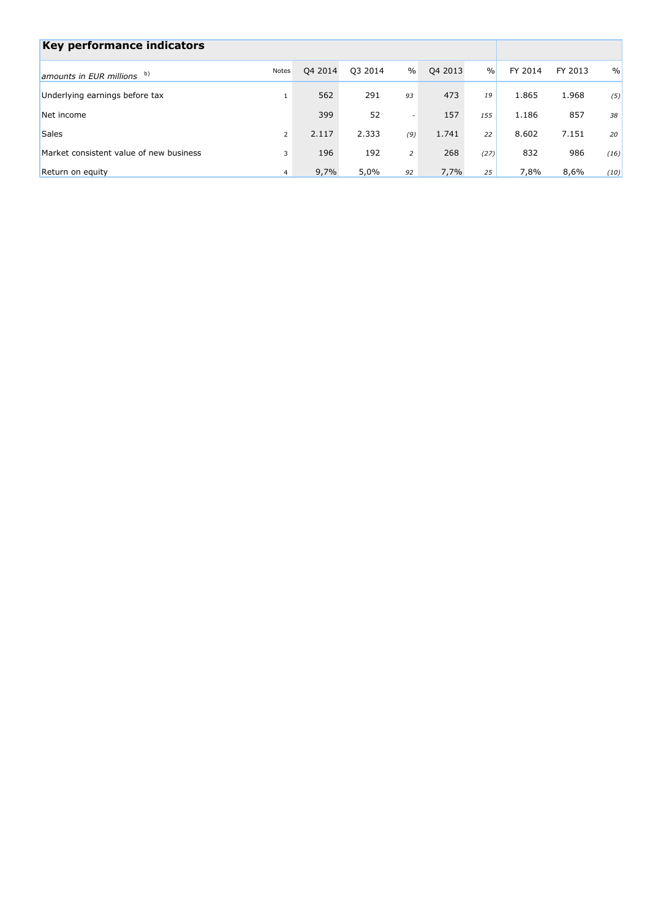## Key performance indicators

| *amounts in EUR millions* b) | Notes | Q4 2014 | Q3 2014 | % | Q4 2013 | % | FY 2014 | FY 2013 | % |
|---|---|---|---|---|---|---|---|---|---|
| Underlying earnings before tax | 1 | 562 | 291 | *93* | 473 | *19* | 1.865 | 1.968 | *(5)* |
| Net income | | 399 | 52 | - | 157 | *155* | 1.186 | 857 | *38* |
| Sales | 2 | 2.117 | 2.333 | *(9)* | 1.741 | *22* | 8.602 | 7.151 | *20* |
| Market consistent value of new business | 3 | 196 | 192 | *2* | 268 | *(27)* | 832 | 986 | *(16)* |
| Return on equity | 4 | 9,7% | 5,0% | *92* | 7,7% | *25* | 7,8% | 8,6% | *(10)* |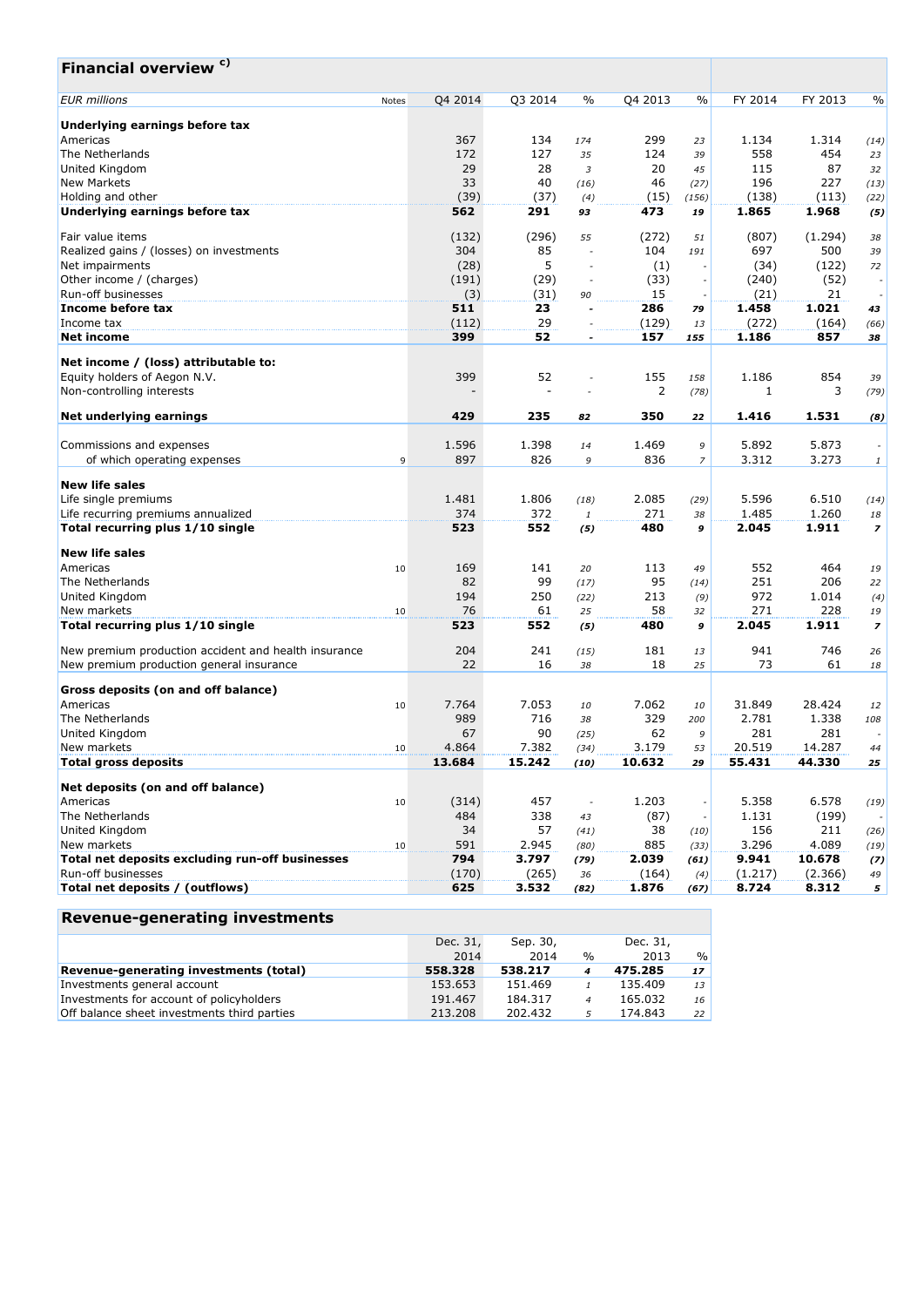## Financial overview [c)]

| EUR millions | Notes | Q4 2014 | Q3 2014 | % | Q4 2013 | % | FY 2014 | FY 2013 | % |
|---|---|---|---|---|---|---|---|---|---|
| **Underlying earnings before tax** | | | | | | | | | |
| Americas | | 367 | 134 | *174* | 299 | *23* | 1.134 | 1.314 | *(14)* |
| The Netherlands | | 172 | 127 | *35* | 124 | *39* | 558 | 454 | *23* |
| United Kingdom | | 29 | 28 | *3* | 20 | *45* | 115 | 87 | *32* |
| New Markets | | 33 | 40 | *(16)* | 46 | *(27)* | 196 | 227 | *(13)* |
| Holding and other | | (39) | (37) | *(4)* | (15) | *(156)* | (138) | (113) | *(22)* |
| **Underlying earnings before tax** | | **562** | **291** | ***93*** | **473** | ***19*** | **1.865** | **1.968** | ***(5)*** |
| | | | | | | | | | |
| Fair value items | | (132) | (296) | *55* | (272) | *51* | (807) | (1.294) | *38* |
| Realized gains / (losses) on investments | | 304 | 85 | *-* | 104 | *191* | 697 | 500 | *39* |
| Net impairments | | (28) | 5 | *-* | (1) | *-* | (34) | (122) | *72* |
| Other income / (charges) | | (191) | (29) | *-* | (33) | *-* | (240) | (52) | *-* |
| Run-off businesses | | (3) | (31) | *90* | 15 | *-* | (21) | 21 | *-* |
| **Income before tax** | | **511** | **23** | ***-*** | **286** | ***79*** | **1.458** | **1.021** | ***43*** |
| Income tax | | (112) | 29 | *-* | (129) | *13* | (272) | (164) | *(66)* |
| **Net income** | | **399** | **52** | ***-*** | **157** | ***155*** | **1.186** | **857** | ***38*** |
| | | | | | | | | | |
| **Net income / (loss) attributable to:** | | | | | | | | | |
| Equity holders of Aegon N.V. | | 399 | 52 | *-* | 155 | *158* | 1.186 | 854 | *39* |
| Non-controlling interests | | - | - | *-* | 2 | *(78)* | 1 | 3 | *(79)* |
| | | | | | | | | | |
| **Net underlying earnings** | | **429** | **235** | ***82*** | **350** | ***22*** | **1.416** | **1.531** | ***(8)*** |
| | | | | | | | | | |
| Commissions and expenses | | 1.596 | 1.398 | *14* | 1.469 | *9* | 5.892 | 5.873 | *-* |
| of which operating expenses | 9 | 897 | 826 | *9* | 836 | *7* | 3.312 | 3.273 | *1* |
| | | | | | | | | | |
| **New life sales** | | | | | | | | | |
| Life single premiums | | 1.481 | 1.806 | *(18)* | 2.085 | *(29)* | 5.596 | 6.510 | *(14)* |
| Life recurring premiums annualized | | 374 | 372 | *1* | 271 | *38* | 1.485 | 1.260 | *18* |
| **Total recurring plus 1/10 single** | | **523** | **552** | ***(5)*** | **480** | ***9*** | **2.045** | **1.911** | ***7*** |
| | | | | | | | | | |
| **New life sales** | | | | | | | | | |
| Americas | 10 | 169 | 141 | *20* | 113 | *49* | 552 | 464 | *19* |
| The Netherlands | | 82 | 99 | *(17)* | 95 | *(14)* | 251 | 206 | *22* |
| United Kingdom | | 194 | 250 | *(22)* | 213 | *(9)* | 972 | 1.014 | *(4)* |
| New markets | 10 | 76 | 61 | *25* | 58 | *32* | 271 | 228 | *19* |
| **Total recurring plus 1/10 single** | | **523** | **552** | ***(5)*** | **480** | ***9*** | **2.045** | **1.911** | ***7*** |
| | | | | | | | | | |
| New premium production accident and health insurance | | 204 | 241 | *(15)* | 181 | *13* | 941 | 746 | *26* |
| New premium production general insurance | | 22 | 16 | *38* | 18 | *25* | 73 | 61 | *18* |
| | | | | | | | | | |
| **Gross deposits (on and off balance)** | | | | | | | | | |
| Americas | 10 | 7.764 | 7.053 | *10* | 7.062 | *10* | 31.849 | 28.424 | *12* |
| The Netherlands | | 989 | 716 | *38* | 329 | *200* | 2.781 | 1.338 | *108* |
| United Kingdom | | 67 | 90 | *(25)* | 62 | *9* | 281 | 281 | *-* |
| New markets | 10 | 4.864 | 7.382 | *(34)* | 3.179 | *53* | 20.519 | 14.287 | *44* |
| **Total gross deposits** | | **13.684** | **15.242** | ***(10)*** | **10.632** | ***29*** | **55.431** | **44.330** | ***25*** |
| | | | | | | | | | |
| **Net deposits (on and off balance)** | | | | | | | | | |
| Americas | 10 | (314) | 457 | *-* | 1.203 | *-* | 5.358 | 6.578 | *(19)* |
| The Netherlands | | 484 | 338 | *43* | (87) | *-* | 1.131 | (199) | *-* |
| United Kingdom | | 34 | 57 | *(41)* | 38 | *(10)* | 156 | 211 | *(26)* |
| New markets | 10 | 591 | 2.945 | *(80)* | 885 | *(33)* | 3.296 | 4.089 | *(19)* |
| **Total net deposits excluding run-off businesses** | | **794** | **3.797** | ***(79)*** | **2.039** | ***(61)*** | **9.941** | **10.678** | ***(7)*** |
| Run-off businesses | | (170) | (265) | *36* | (164) | *(4)* | (1.217) | (2.366) | *49* |
| **Total net deposits / (outflows)** | | **625** | **3.532** | ***(82)*** | **1.876** | ***(67)*** | **8.724** | **8.312** | ***5*** |

## Revenue-generating investments

| | Dec. 31, 2014 | Sep. 30, 2014 | % | Dec. 31, 2013 | % |
|---|---|---|---|---|---|
| **Revenue-generating investments (total)** | **558.328** | **538.217** | ***4*** | **475.285** | ***17*** |
| Investments general account | 153.653 | 151.469 | *1* | 135.409 | *13* |
| Investments for account of policyholders | 191.467 | 184.317 | *4* | 165.032 | *16* |
| Off balance sheet investments third parties | 213.208 | 202.432 | *5* | 174.843 | *22* |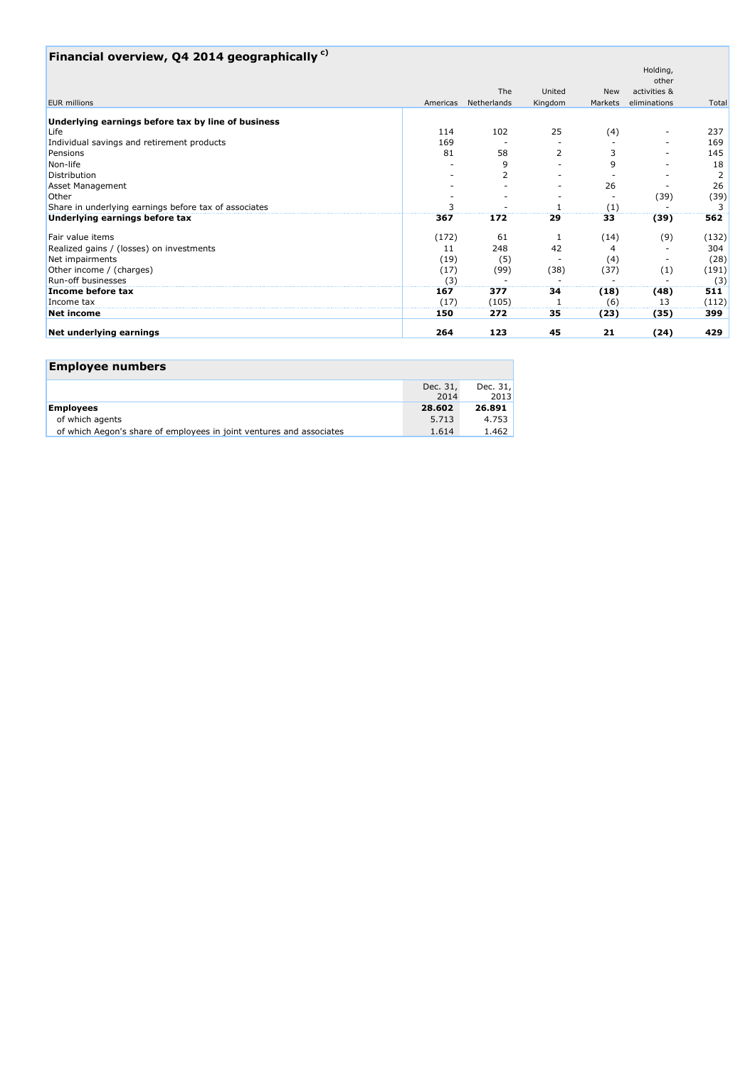## Financial overview, Q4 2014 geographically [c)]

| EUR millions | Americas | The Netherlands | United Kingdom | New Markets | Holding, other activities & eliminations | Total |
|---|---|---|---|---|---|---|
| **Underlying earnings before tax by line of business** | | | | | | |
| Life | 114 | 102 | 25 | (4) | - | 237 |
| Individual savings and retirement products | 169 | - | - | - | - | 169 |
| Pensions | 81 | 58 | 2 | 3 | - | 145 |
| Non-life | - | 9 | - | 9 | - | 18 |
| Distribution | - | 2 | - | - | - | 2 |
| Asset Management | - | - | - | 26 | - | 26 |
| Other | - | - | - | - | (39) | (39) |
| Share in underlying earnings before tax of associates | 3 | - | 1 | (1) | - | 3 |
| **Underlying earnings before tax** | **367** | **172** | **29** | **33** | **(39)** | **562** |
| Fair value items | (172) | 61 | 1 | (14) | (9) | (132) |
| Realized gains / (losses) on investments | 11 | 248 | 42 | 4 | - | 304 |
| Net impairments | (19) | (5) | - | (4) | - | (28) |
| Other income / (charges) | (17) | (99) | (38) | (37) | (1) | (191) |
| Run-off businesses | (3) | - | - | - | - | (3) |
| **Income before tax** | **167** | **377** | **34** | **(18)** | **(48)** | **511** |
| Income tax | (17) | (105) | 1 | (6) | 13 | (112) |
| **Net income** | **150** | **272** | **35** | **(23)** | **(35)** | **399** |
| **Net underlying earnings** | **264** | **123** | **45** | **21** | **(24)** | **429** |

## Employee numbers

| | Dec. 31, 2014 | Dec. 31, 2013 |
|---|---|---|
| **Employees** | **28.602** | **26.891** |
| of which agents | 5.713 | 4.753 |
| of which Aegon's share of employees in joint ventures and associates | 1.614 | 1.462 |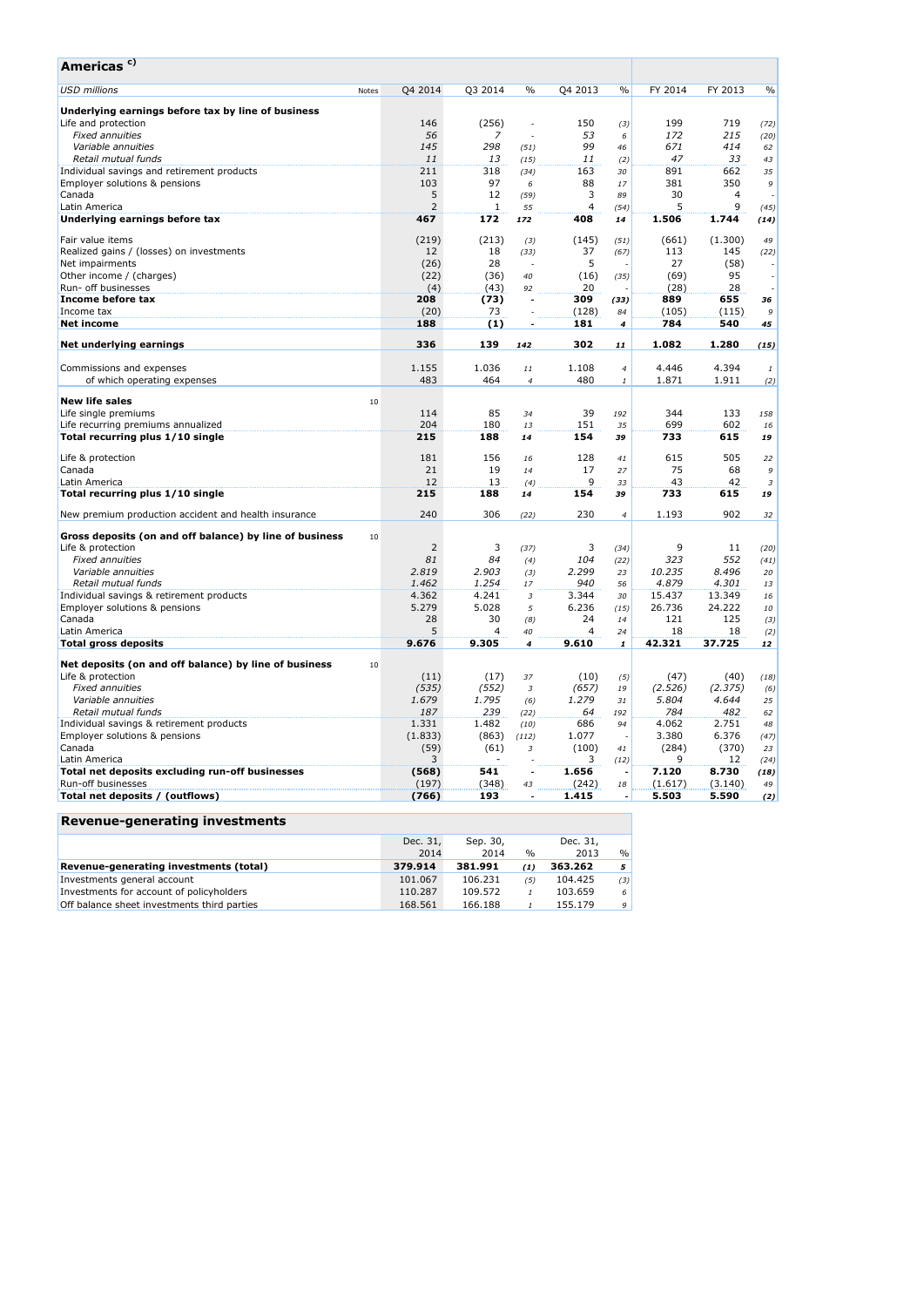## Americas [c)]

| USD millions | Notes | Q4 2014 | Q3 2014 | % | Q4 2013 | % | FY 2014 | FY 2013 | % |
|---|---|---|---|---|---|---|---|---|---|
| **Underlying earnings before tax by line of business** | | | | | | | | | |
| Life and protection | | 146 | (256) | - | 150 | (3) | 199 | 719 | (72) |
| *Fixed annuities* | | *56* | *7* | *-* | *53* | *6* | *172* | *215* | *(20)* |
| *Variable annuities* | | *145* | *298* | *(51)* | *99* | *46* | *671* | *414* | *62* |
| *Retail mutual funds* | | *11* | *13* | *(15)* | *11* | *(2)* | *47* | *33* | *43* |
| Individual savings and retirement products | | 211 | 318 | (34) | 163 | 30 | 891 | 662 | 35 |
| Employer solutions & pensions | | 103 | 97 | 6 | 88 | 17 | 381 | 350 | 9 |
| Canada | | 5 | 12 | (59) | 3 | 89 | 30 | 4 | - |
| Latin America | | 2 | 1 | 55 | 4 | (54) | 5 | 9 | (45) |
| **Underlying earnings before tax** | | **467** | **172** | **172** | **408** | **14** | **1.506** | **1.744** | **(14)** |
| Fair value items | | (219) | (213) | (3) | (145) | (51) | (661) | (1.300) | 49 |
| Realized gains / (losses) on investments | | 12 | 18 | (33) | 37 | (67) | 113 | 145 | (22) |
| Net impairments | | (26) | 28 | - | 5 | - | 27 | (58) | - |
| Other income / (charges) | | (22) | (36) | 40 | (16) | (35) | (69) | 95 | - |
| Run- off businesses | | (4) | (43) | 92 | 20 | - | (28) | 28 | - |
| **Income before tax** | | **208** | **(73)** | **-** | **309** | **(33)** | **889** | **655** | **36** |
| Income tax | | (20) | 73 | - | (128) | 84 | (105) | (115) | 9 |
| **Net income** | | **188** | **(1)** | **-** | **181** | **4** | **784** | **540** | **45** |
| **Net underlying earnings** | | **336** | **139** | **142** | **302** | **11** | **1.082** | **1.280** | **(15)** |
| Commissions and expenses | | 1.155 | 1.036 | 11 | 1.108 | 4 | 4.446 | 4.394 | 1 |
| of which operating expenses | | 483 | 464 | 4 | 480 | 1 | 1.871 | 1.911 | (2) |
| **New life sales** | 10 | | | | | | | | |
| Life single premiums | | 114 | 85 | 34 | 39 | 192 | 344 | 133 | 158 |
| Life recurring premiums annualized | | 204 | 180 | 13 | 151 | 35 | 699 | 602 | 16 |
| **Total recurring plus 1/10 single** | | **215** | **188** | **14** | **154** | **39** | **733** | **615** | **19** |
| Life & protection | | 181 | 156 | 16 | 128 | 41 | 615 | 505 | 22 |
| Canada | | 21 | 19 | 14 | 17 | 27 | 75 | 68 | 9 |
| Latin America | | 12 | 13 | (4) | 9 | 33 | 43 | 42 | 3 |
| **Total recurring plus 1/10 single** | | **215** | **188** | **14** | **154** | **39** | **733** | **615** | **19** |
| New premium production accident and health insurance | | 240 | 306 | (22) | 230 | 4 | 1.193 | 902 | 32 |
| **Gross deposits (on and off balance) by line of business** | 10 | | | | | | | | |
| Life & protection | | 2 | 3 | (37) | 3 | (34) | 9 | 11 | (20) |
| *Fixed annuities* | | *81* | *84* | *(4)* | *104* | *(22)* | *323* | *552* | *(41)* |
| *Variable annuities* | | *2.819* | *2.903* | *(3)* | *2.299* | *23* | *10.235* | *8.496* | *20* |
| *Retail mutual funds* | | *1.462* | *1.254* | *17* | *940* | *56* | *4.879* | *4.301* | *13* |
| Individual savings & retirement products | | 4.362 | 4.241 | 3 | 3.344 | 30 | 15.437 | 13.349 | 16 |
| Employer solutions & pensions | | 5.279 | 5.028 | 5 | 6.236 | (15) | 26.736 | 24.222 | 10 |
| Canada | | 28 | 30 | (8) | 24 | 14 | 121 | 125 | (3) |
| Latin America | | 5 | 4 | 40 | 4 | 24 | 18 | 18 | (2) |
| **Total gross deposits** | | **9.676** | **9.305** | **4** | **9.610** | **1** | **42.321** | **37.725** | **12** |
| **Net deposits (on and off balance) by line of business** | 10 | | | | | | | | |
| Life & protection | | (11) | (17) | 37 | (10) | (5) | (47) | (40) | (18) |
| *Fixed annuities* | | *(535)* | *(552)* | *3* | *(657)* | *19* | *(2.526)* | *(2.375)* | *(6)* |
| *Variable annuities* | | *1.679* | *1.795* | *(6)* | *1.279* | *31* | *5.804* | *4.644* | *25* |
| *Retail mutual funds* | | *187* | *239* | *(22)* | *64* | *192* | *784* | *482* | *62* |
| Individual savings & retirement products | | 1.331 | 1.482 | (10) | 686 | 94 | 4.062 | 2.751 | 48 |
| Employer solutions & pensions | | (1.833) | (863) | (112) | 1.077 | - | 3.380 | 6.376 | (47) |
| Canada | | (59) | (61) | 3 | (100) | 41 | (284) | (370) | 23 |
| Latin America | | 3 | - | - | 3 | (12) | 9 | 12 | (24) |
| **Total net deposits excluding run-off businesses** | | **(568)** | **541** | **-** | **1.656** | **-** | **7.120** | **8.730** | **(18)** |
| Run-off businesses | | (197) | (348) | 43 | (242) | 18 | (1.617) | (3.140) | 49 |
| **Total net deposits / (outflows)** | | **(766)** | **193** | **-** | **1.415** | **-** | **5.503** | **5.590** | **(2)** |

## Revenue-generating investments

| | Dec. 31, 2014 | Sep. 30, 2014 | % | Dec. 31, 2013 | % |
|---|---|---|---|---|---|
| **Revenue-generating investments (total)** | **379.914** | **381.991** | **(1)** | **363.262** | **5** |
| Investments general account | 101.067 | 106.231 | (5) | 104.425 | (3) |
| Investments for account of policyholders | 110.287 | 109.572 | 1 | 103.659 | 6 |
| Off balance sheet investments third parties | 168.561 | 166.188 | 1 | 155.179 | 9 |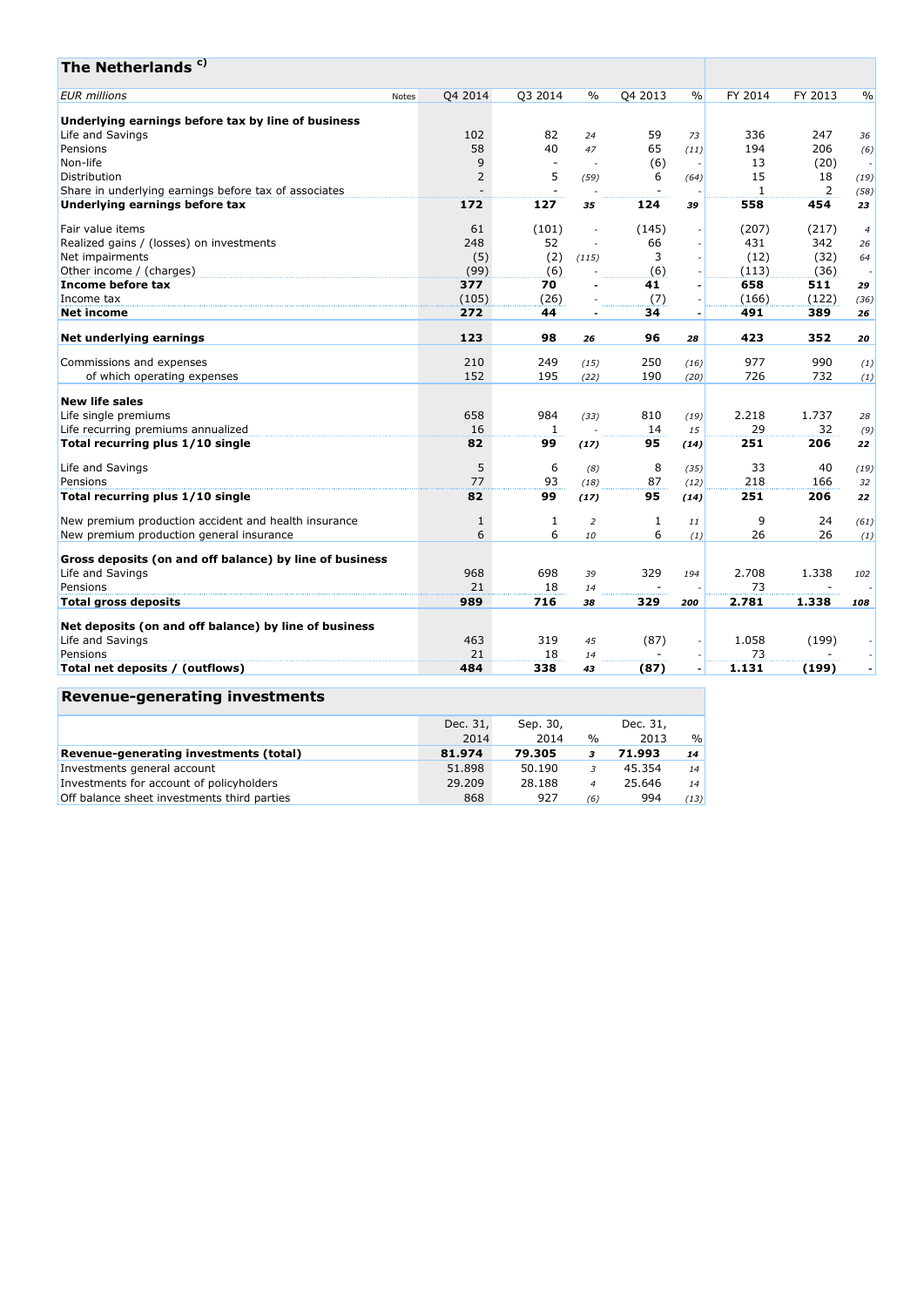## The Netherlands [c)]

| EUR millions | Notes | Q4 2014 | Q3 2014 | % | Q4 2013 | % | FY 2014 | FY 2013 | % |
|---|---|---|---|---|---|---|---|---|---|
| **Underlying earnings before tax by line of business** | | | | | | | | | |
| Life and Savings | | 102 | 82 | *24* | 59 | *73* | 336 | 247 | *36* |
| Pensions | | 58 | 40 | *47* | 65 | *(11)* | 194 | 206 | *(6)* |
| Non-life | | 9 | - | - | (6) | - | 13 | (20) | - |
| Distribution | | 2 | 5 | *(59)* | 6 | *(64)* | 15 | 18 | *(19)* |
| Share in underlying earnings before tax of associates | | - | - | - | - | - | 1 | 2 | *(58)* |
| **Underlying earnings before tax** | | **172** | **127** | ***35*** | **124** | ***39*** | **558** | **454** | ***23*** |
| | | | | | | | | | |
| Fair value items | | 61 | (101) | - | (145) | - | (207) | (217) | *4* |
| Realized gains / (losses) on investments | | 248 | 52 | - | 66 | - | 431 | 342 | *26* |
| Net impairments | | (5) | (2) | *(115)* | 3 | - | (12) | (32) | *64* |
| Other income / (charges) | | (99) | (6) | - | (6) | - | (113) | (36) | - |
| **Income before tax** | | **377** | **70** | **-** | **41** | **-** | **658** | **511** | ***29*** |
| Income tax | | (105) | (26) | - | (7) | - | (166) | (122) | *(36)* |
| **Net income** | | **272** | **44** | **-** | **34** | **-** | **491** | **389** | ***26*** |
| | | | | | | | | | |
| **Net underlying earnings** | | **123** | **98** | ***26*** | **96** | ***28*** | **423** | **352** | ***20*** |
| | | | | | | | | | |
| Commissions and expenses | | 210 | 249 | *(15)* | 250 | *(16)* | 977 | 990 | *(1)* |
| of which operating expenses | | 152 | 195 | *(22)* | 190 | *(20)* | 726 | 732 | *(1)* |
| | | | | | | | | | |
| **New life sales** | | | | | | | | | |
| Life single premiums | | 658 | 984 | *(33)* | 810 | *(19)* | 2.218 | 1.737 | *28* |
| Life recurring premiums annualized | | 16 | 1 | - | 14 | *15* | 29 | 32 | *(9)* |
| **Total recurring plus 1/10 single** | | **82** | **99** | ***(17)*** | **95** | ***(14)*** | **251** | **206** | ***22*** |
| | | | | | | | | | |
| Life and Savings | | 5 | 6 | *(8)* | 8 | *(35)* | 33 | 40 | *(19)* |
| Pensions | | 77 | 93 | *(18)* | 87 | *(12)* | 218 | 166 | *32* |
| **Total recurring plus 1/10 single** | | **82** | **99** | ***(17)*** | **95** | ***(14)*** | **251** | **206** | ***22*** |
| | | | | | | | | | |
| New premium production accident and health insurance | | 1 | 1 | *2* | 1 | *11* | 9 | 24 | *(61)* |
| New premium production general insurance | | 6 | 6 | *10* | 6 | *(1)* | 26 | 26 | *(1)* |
| | | | | | | | | | |
| **Gross deposits (on and off balance) by line of business** | | | | | | | | | |
| Life and Savings | | 968 | 698 | *39* | 329 | *194* | 2.708 | 1.338 | *102* |
| Pensions | | 21 | 18 | *14* | - | - | 73 | - | - |
| **Total gross deposits** | | **989** | **716** | ***38*** | **329** | ***200*** | **2.781** | **1.338** | ***108*** |
| | | | | | | | | | |
| **Net deposits (on and off balance) by line of business** | | | | | | | | | |
| Life and Savings | | 463 | 319 | *45* | (87) | - | 1.058 | (199) | - |
| Pensions | | 21 | 18 | *14* | - | - | 73 | - | - |
| **Total net deposits / (outflows)** | | **484** | **338** | ***43*** | **(87)** | **-** | **1.131** | **(199)** | **-** |

## Revenue-generating investments

| | Dec. 31, 2014 | Sep. 30, 2014 | % | Dec. 31, 2013 | % |
|---|---|---|---|---|---|
| **Revenue-generating investments (total)** | **81.974** | **79.305** | ***3*** | **71.993** | ***14*** |
| Investments general account | 51.898 | 50.190 | *3* | 45.354 | *14* |
| Investments for account of policyholders | 29.209 | 28.188 | *4* | 25.646 | *14* |
| Off balance sheet investments third parties | 868 | 927 | *(6)* | 994 | *(13)* |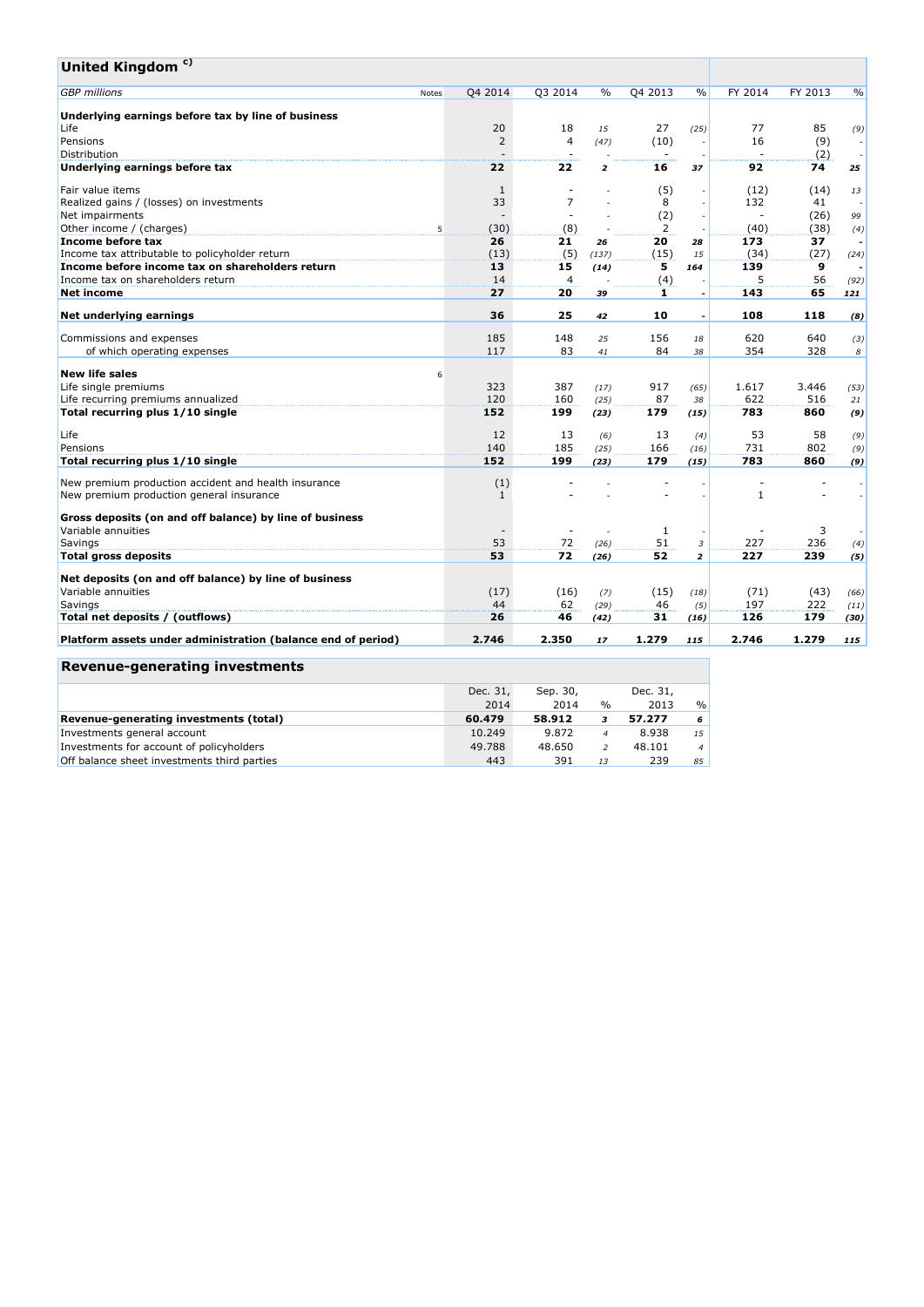## United Kingdom [c)]

| GBP millions | Notes | Q4 2014 | Q3 2014 | % | Q4 2013 | % | FY 2014 | FY 2013 | % |
|---|---|---|---|---|---|---|---|---|---|
| **Underlying earnings before tax by line of business** | | | | | | | | | |
| Life | | 20 | 18 | *15* | 27 | *(25)* | 77 | 85 | *(9)* |
| Pensions | | 2 | 4 | *(47)* | (10) | - | 16 | (9) | - |
| Distribution | | - | - | - | - | - | - | (2) | - |
| **Underlying earnings before tax** | | **22** | **22** | ***2*** | **16** | ***37*** | **92** | **74** | ***25*** |
| Fair value items | | 1 | - | - | (5) | - | (12) | (14) | *13* |
| Realized gains / (losses) on investments | | 33 | 7 | - | 8 | - | 132 | 41 | - |
| Net impairments | | - | - | - | (2) | - | - | (26) | *99* |
| Other income / (charges) | 5 | (30) | (8) | - | 2 | - | (40) | (38) | *(4)* |
| **Income before tax** | | **26** | **21** | ***26*** | **20** | ***28*** | **173** | **37** | **-** |
| Income tax attributable to policyholder return | | (13) | (5) | *(137)* | (15) | *15* | (34) | (27) | *(24)* |
| **Income before income tax on shareholders return** | | **13** | **15** | ***(14)*** | **5** | ***164*** | **139** | **9** | **-** |
| Income tax on shareholders return | | 14 | 4 | - | (4) | - | 5 | 56 | *(92)* |
| **Net income** | | **27** | **20** | ***39*** | **1** | **-** | **143** | **65** | ***121*** |
| **Net underlying earnings** | | **36** | **25** | ***42*** | **10** | **-** | **108** | **118** | ***(8)*** |
| Commissions and expenses | | 185 | 148 | *25* | 156 | *18* | 620 | 640 | *(3)* |
| of which operating expenses | | 117 | 83 | *41* | 84 | *38* | 354 | 328 | *8* |
| **New life sales** | 6 | | | | | | | | |
| Life single premiums | | 323 | 387 | *(17)* | 917 | *(65)* | 1.617 | 3.446 | *(53)* |
| Life recurring premiums annualized | | 120 | 160 | *(25)* | 87 | *38* | 622 | 516 | *21* |
| **Total recurring plus 1/10 single** | | **152** | **199** | ***(23)*** | **179** | ***(15)*** | **783** | **860** | ***(9)*** |
| Life | | 12 | 13 | *(6)* | 13 | *(4)* | 53 | 58 | *(9)* |
| Pensions | | 140 | 185 | *(25)* | 166 | *(16)* | 731 | 802 | *(9)* |
| **Total recurring plus 1/10 single** | | **152** | **199** | ***(23)*** | **179** | ***(15)*** | **783** | **860** | ***(9)*** |
| New premium production accident and health insurance | | (1) | - | - | - | - | - | - | - |
| New premium production general insurance | | 1 | - | - | - | - | 1 | - | - |
| **Gross deposits (on and off balance) by line of business** | | | | | | | | | |
| Variable annuities | | - | - | - | 1 | - | - | 3 | - |
| Savings | | 53 | 72 | *(26)* | 51 | *3* | 227 | 236 | *(4)* |
| **Total gross deposits** | | **53** | **72** | ***(26)*** | **52** | ***2*** | **227** | **239** | ***(5)*** |
| **Net deposits (on and off balance) by line of business** | | | | | | | | | |
| Variable annuities | | (17) | (16) | *(7)* | (15) | *(18)* | (71) | (43) | *(66)* |
| Savings | | 44 | 62 | *(29)* | 46 | *(5)* | 197 | 222 | *(11)* |
| **Total net deposits / (outflows)** | | **26** | **46** | ***(42)*** | **31** | ***(16)*** | **126** | **179** | ***(30)*** |
| **Platform assets under administration (balance end of period)** | | **2.746** | **2.350** | ***17*** | **1.279** | ***115*** | **2.746** | **1.279** | ***115*** |

## Revenue-generating investments

| | Dec. 31, 2014 | Sep. 30, 2014 | % | Dec. 31, 2013 | % |
|---|---|---|---|---|---|
| **Revenue-generating investments (total)** | **60.479** | **58.912** | ***3*** | **57.277** | ***6*** |
| Investments general account | 10.249 | 9.872 | *4* | 8.938 | *15* |
| Investments for account of policyholders | 49.788 | 48.650 | *2* | 48.101 | *4* |
| Off balance sheet investments third parties | 443 | 391 | *13* | 239 | *85* |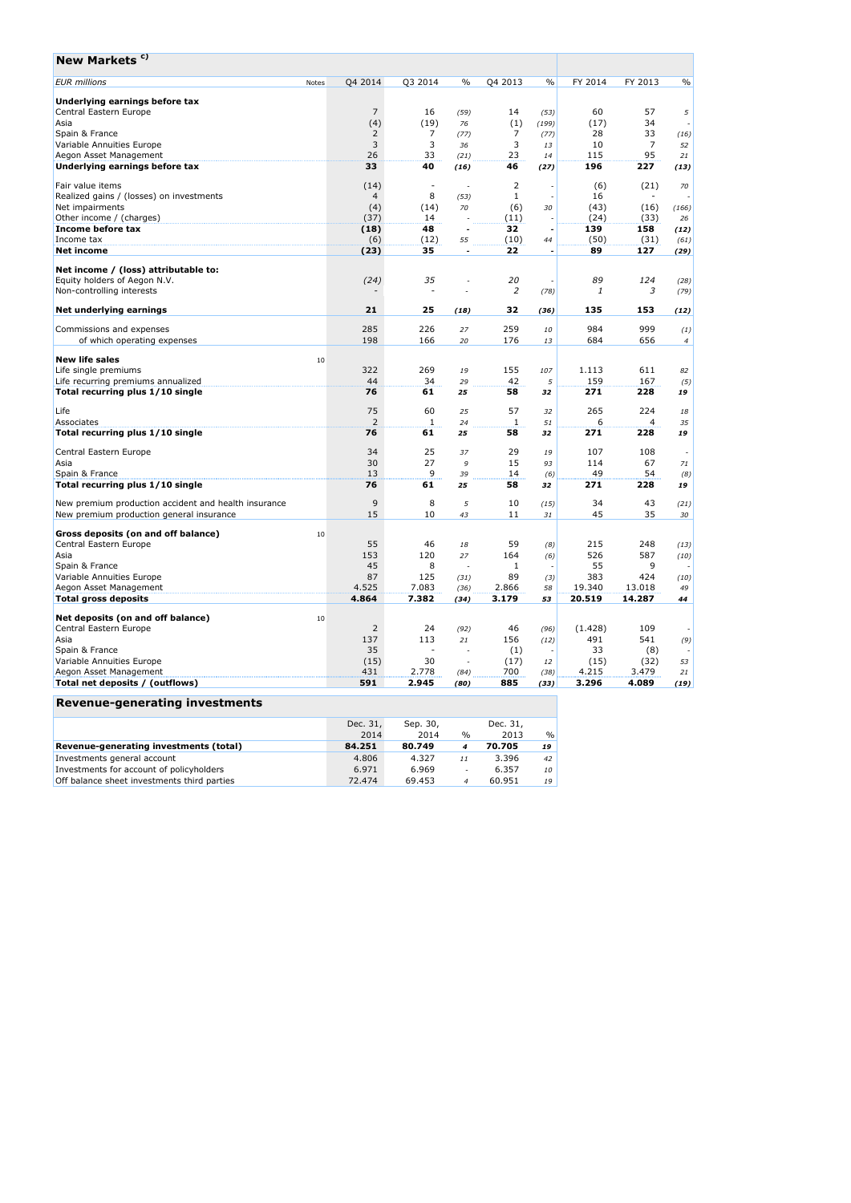## New Markets [c)]

| EUR millions | Notes | Q4 2014 | Q3 2014 | % | Q4 2013 | % | FY 2014 | FY 2013 | % |
|---|---|---|---|---|---|---|---|---|---|
| **Underlying earnings before tax** | | | | | | | | | |
| Central Eastern Europe | | 7 | 16 | (59) | 14 | (53) | 60 | 57 | 5 |
| Asia | | (4) | (19) | 76 | (1) | (199) | (17) | 34 | - |
| Spain & France | | 2 | 7 | (77) | 7 | (77) | 28 | 33 | (16) |
| Variable Annuities Europe | | 3 | 3 | 36 | 3 | 13 | 10 | 7 | 52 |
| Aegon Asset Management | | 26 | 33 | (21) | 23 | 14 | 115 | 95 | 21 |
| **Underlying earnings before tax** | | **33** | **40** | **(16)** | **46** | **(27)** | **196** | **227** | **(13)** |
| Fair value items | | (14) | - | - | 2 | - | (6) | (21) | 70 |
| Realized gains / (losses) on investments | | 4 | 8 | (53) | 1 | - | 16 | - | - |
| Net impairments | | (4) | (14) | 70 | (6) | 30 | (43) | (16) | (166) |
| Other income / (charges) | | (37) | 14 | - | (11) | - | (24) | (33) | 26 |
| **Income before tax** | | **(18)** | **48** | **-** | **32** | **-** | **139** | **158** | **(12)** |
| Income tax | | (6) | (12) | 55 | (10) | 44 | (50) | (31) | (61) |
| **Net income** | | **(23)** | **35** | **-** | **22** | **-** | **89** | **127** | **(29)** |
| **Net income / (loss) attributable to:** | | | | | | | | | |
| Equity holders of Aegon N.V. | | *(24)* | *35* | - | *20* | - | *89* | *124* | *(28)* |
| Non-controlling interests | | - | - | - | *2* | *(78)* | *1* | *3* | *(79)* |
| **Net underlying earnings** | | **21** | **25** | **(18)** | **32** | **(36)** | **135** | **153** | **(12)** |
| Commissions and expenses | | 285 | 226 | 27 | 259 | 10 | 984 | 999 | (1) |
| of which operating expenses | | 198 | 166 | 20 | 176 | 13 | 684 | 656 | 4 |
| **New life sales** | 10 | | | | | | | | |
| Life single premiums | | 322 | 269 | 19 | 155 | 107 | 1.113 | 611 | 82 |
| Life recurring premiums annualized | | 44 | 34 | 29 | 42 | 5 | 159 | 167 | (5) |
| **Total recurring plus 1/10 single** | | **76** | **61** | **25** | **58** | **32** | **271** | **228** | **19** |
| Life | | 75 | 60 | 25 | 57 | 32 | 265 | 224 | 18 |
| Associates | | 2 | 1 | 24 | 1 | 51 | 6 | 4 | 35 |
| **Total recurring plus 1/10 single** | | **76** | **61** | **25** | **58** | **32** | **271** | **228** | **19** |
| Central Eastern Europe | | 34 | 25 | 37 | 29 | 19 | 107 | 108 | - |
| Asia | | 30 | 27 | 9 | 15 | 93 | 114 | 67 | 71 |
| Spain & France | | 13 | 9 | 39 | 14 | (6) | 49 | 54 | (8) |
| **Total recurring plus 1/10 single** | | **76** | **61** | **25** | **58** | **32** | **271** | **228** | **19** |
| New premium production accident and health insurance | | 9 | 8 | 5 | 10 | (15) | 34 | 43 | (21) |
| New premium production general insurance | | 15 | 10 | 43 | 11 | 31 | 45 | 35 | 30 |
| **Gross deposits (on and off balance)** | 10 | | | | | | | | |
| Central Eastern Europe | | 55 | 46 | 18 | 59 | (8) | 215 | 248 | (13) |
| Asia | | 153 | 120 | 27 | 164 | (6) | 526 | 587 | (10) |
| Spain & France | | 45 | 8 | - | 1 | - | 55 | 9 | - |
| Variable Annuities Europe | | 87 | 125 | (31) | 89 | (3) | 383 | 424 | (10) |
| Aegon Asset Management | | 4.525 | 7.083 | (36) | 2.866 | 58 | 19.340 | 13.018 | 49 |
| **Total gross deposits** | | **4.864** | **7.382** | **(34)** | **3.179** | **53** | **20.519** | **14.287** | **44** |
| **Net deposits (on and off balance)** | 10 | | | | | | | | |
| Central Eastern Europe | | 2 | 24 | (92) | 46 | (96) | (1.428) | 109 | - |
| Asia | | 137 | 113 | 21 | 156 | (12) | 491 | 541 | (9) |
| Spain & France | | 35 | - | - | (1) | - | 33 | (8) | - |
| Variable Annuities Europe | | (15) | 30 | - | (17) | 12 | (15) | (32) | 53 |
| Aegon Asset Management | | 431 | 2.778 | (84) | 700 | (38) | 4.215 | 3.479 | 21 |
| **Total net deposits / (outflows)** | | **591** | **2.945** | **(80)** | **885** | **(33)** | **3.296** | **4.089** | **(19)** |

## Revenue-generating investments

| | Dec. 31, 2014 | Sep. 30, 2014 | % | Dec. 31, 2013 | % |
|---|---|---|---|---|---|
| **Revenue-generating investments (total)** | **84.251** | **80.749** | **4** | **70.705** | **19** |
| Investments general account | 4.806 | 4.327 | 11 | 3.396 | 42 |
| Investments for account of policyholders | 6.971 | 6.969 | - | 6.357 | 10 |
| Off balance sheet investments third parties | 72.474 | 69.453 | 4 | 60.951 | 19 |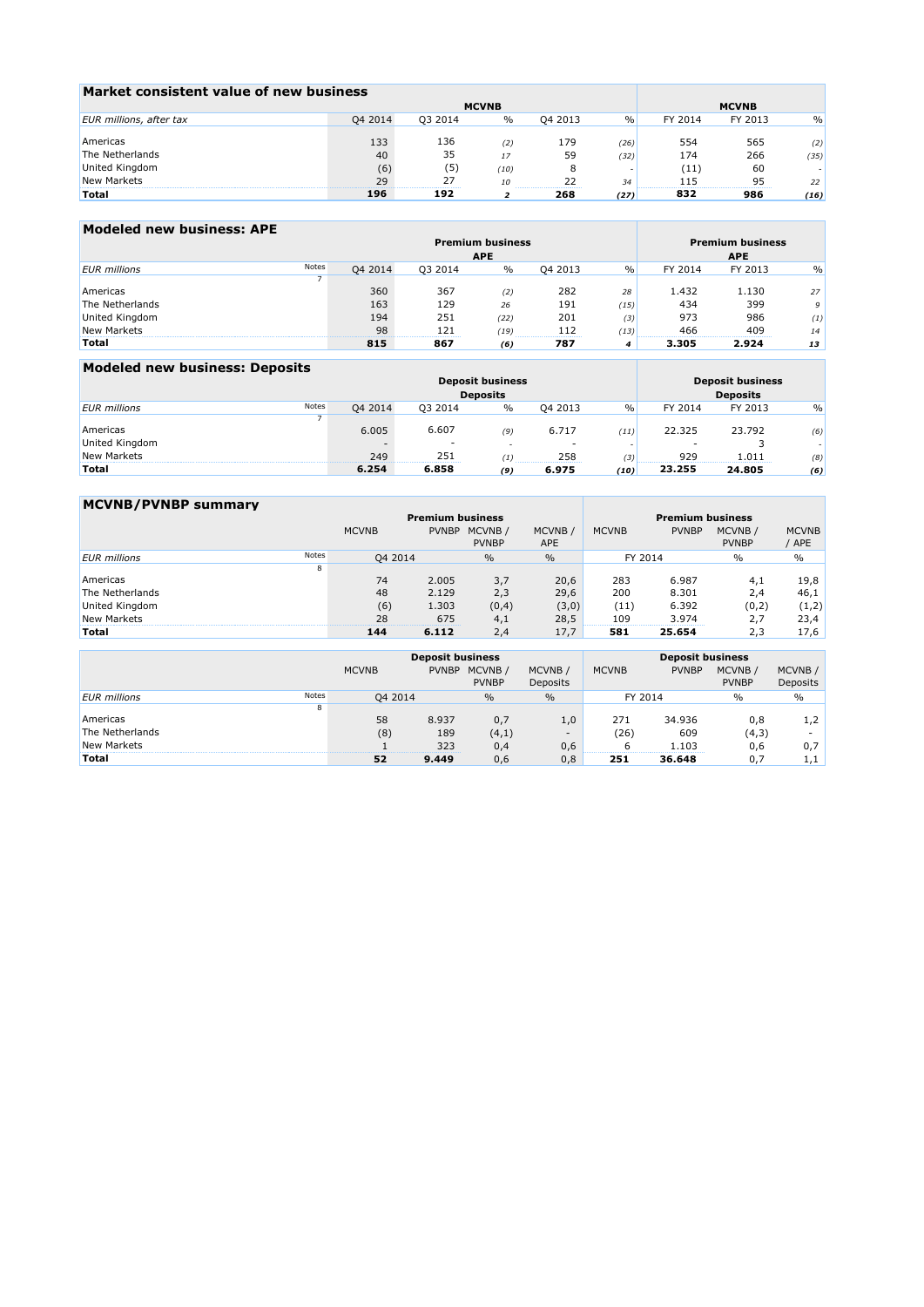## Market consistent value of new business

| | MCVNB | | | | | MCVNB | | |
|---|---|---|---|---|---|---|---|---|
| *EUR millions, after tax* | Q4 2014 | Q3 2014 | % | Q4 2013 | % | FY 2014 | FY 2013 | % |
| Americas | 133 | 136 | *(2)* | 179 | *(26)* | 554 | 565 | *(2)* |
| The Netherlands | 40 | 35 | *17* | 59 | *(32)* | 174 | 266 | *(35)* |
| United Kingdom | (6) | (5) | *(10)* | 8 | *-* | (11) | 60 | *-* |
| New Markets | 29 | 27 | *10* | 22 | *34* | 115 | 95 | *22* |
| **Total** | **196** | **192** | ***2*** | **268** | ***(27)*** | **832** | **986** | ***(16)*** |

## Modeled new business: APE

| | | Premium business APE | | | | | Premium business APE | | |
|---|---|---|---|---|---|---|---|---|---|
| *EUR millions* | Notes | Q4 2014 | Q3 2014 | % | Q4 2013 | % | FY 2014 | FY 2013 | % |
| | 7 | | | | | | | | |
| Americas | | 360 | 367 | *(2)* | 282 | *28* | 1.432 | 1.130 | *27* |
| The Netherlands | | 163 | 129 | *26* | 191 | *(15)* | 434 | 399 | *9* |
| United Kingdom | | 194 | 251 | *(22)* | 201 | *(3)* | 973 | 986 | *(1)* |
| New Markets | | 98 | 121 | *(19)* | 112 | *(13)* | 466 | 409 | *14* |
| **Total** | | **815** | **867** | ***(6)*** | **787** | ***4*** | **3.305** | **2.924** | ***13*** |

## Modeled new business: Deposits

| | | Deposit business Deposits | | | | | Deposit business Deposits | | |
|---|---|---|---|---|---|---|---|---|---|
| *EUR millions* | Notes | Q4 2014 | Q3 2014 | % | Q4 2013 | % | FY 2014 | FY 2013 | % |
| | 7 | | | | | | | | |
| Americas | | 6.005 | 6.607 | *(9)* | 6.717 | *(11)* | 22.325 | 23.792 | *(6)* |
| United Kingdom | | - | - | *-* | - | *-* | - | 3 | *-* |
| New Markets | | 249 | 251 | *(1)* | 258 | *(3)* | 929 | 1.011 | *(8)* |
| **Total** | | **6.254** | **6.858** | ***(9)*** | **6.975** | ***(10)*** | **23.255** | **24.805** | ***(6)*** |

## MCVNB/PVNBP summary

| | | Premium business | | | | Premium business | | | |
|---|---|---|---|---|---|---|---|---|---|
| | | MCVNB | PVNBP | MCVNB / PVNBP | MCVNB / APE | MCVNB | PVNBP | MCVNB / PVNBP | MCVNB / APE |
| *EUR millions* | Notes | Q4 2014 | | % | % | FY 2014 | | % | % |
| | 8 | | | | | | | | |
| Americas | | 74 | 2.005 | 3,7 | 20,6 | 283 | 6.987 | 4,1 | 19,8 |
| The Netherlands | | 48 | 2.129 | 2,3 | 29,6 | 200 | 8.301 | 2,4 | 46,1 |
| United Kingdom | | (6) | 1.303 | (0,4) | (3,0) | (11) | 6.392 | (0,2) | (1,2) |
| New Markets | | 28 | 675 | 4,1 | 28,5 | 109 | 3.974 | 2,7 | 23,4 |
| **Total** | | **144** | **6.112** | 2,4 | 17,7 | **581** | **25.654** | 2,3 | 17,6 |

| | | Deposit business | | | | Deposit business | | | |
|---|---|---|---|---|---|---|---|---|---|
| | | MCVNB | PVNBP | MCVNB / PVNBP | MCVNB / Deposits | MCVNB | PVNBP | MCVNB / PVNBP | MCVNB / Deposits |
| *EUR millions* | Notes | Q4 2014 | | % | % | FY 2014 | | % | % |
| | 8 | | | | | | | | |
| Americas | | 58 | 8.937 | 0,7 | 1,0 | 271 | 34.936 | 0,8 | 1,2 |
| The Netherlands | | (8) | 189 | (4,1) | - | (26) | 609 | (4,3) | - |
| New Markets | | 1 | 323 | 0,4 | 0,6 | 6 | 1.103 | 0,6 | 0,7 |
| **Total** | | **52** | **9.449** | 0,6 | 0,8 | **251** | **36.648** | 0,7 | 1,1 |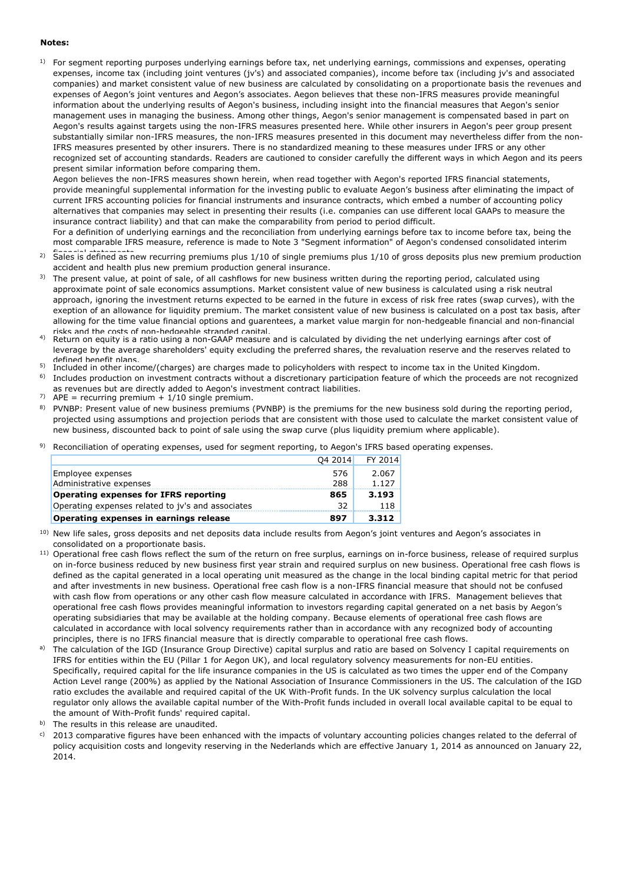**Notes:**

1) For segment reporting purposes underlying earnings before tax, net underlying earnings, commissions and expenses, operating expenses, income tax (including joint ventures (jv's) and associated companies), income before tax (including jv's and associated companies) and market consistent value of new business are calculated by consolidating on a proportionate basis the revenues and expenses of Aegon's joint ventures and Aegon's associates. Aegon believes that these non-IFRS measures provide meaningful information about the underlying results of Aegon's business, including insight into the financial measures that Aegon's senior management uses in managing the business. Among other things, Aegon's senior management is compensated based in part on Aegon's results against targets using the non-IFRS measures presented here. While other insurers in Aegon's peer group present substantially similar non-IFRS measures, the non-IFRS measures presented in this document may nevertheless differ from the non-IFRS measures presented by other insurers. There is no standardized meaning to these measures under IFRS or any other recognized set of accounting standards. Readers are cautioned to consider carefully the different ways in which Aegon and its peers present similar information before comparing them.
Aegon believes the non-IFRS measures shown herein, when read together with Aegon's reported IFRS financial statements, provide meaningful supplemental information for the investing public to evaluate Aegon's business after eliminating the impact of current IFRS accounting policies for financial instruments and insurance contracts, which embed a number of accounting policy alternatives that companies may select in presenting their results (i.e. companies can use different local GAAPs to measure the insurance contract liability) and that can make the comparability from period to period difficult.
For a definition of underlying earnings and the reconciliation from underlying earnings before tax to income before tax, being the most comparable IFRS measure, reference is made to Note 3 "Segment information" of Aegon's condensed consolidated interim financial statements.

2) Sales is defined as new recurring premiums plus 1/10 of single premiums plus 1/10 of gross deposits plus new premium production accident and health plus new premium production general insurance.

3) The present value, at point of sale, of all cashflows for new business written during the reporting period, calculated using approximate point of sale economics assumptions. Market consistent value of new business is calculated using a risk neutral approach, ignoring the investment returns expected to be earned in the future in excess of risk free rates (swap curves), with the exeption of an allowance for liquidity premium. The market consistent value of new business is calculated on a post tax basis, after allowing for the time value financial options and guarentees, a market value margin for non-hedgeable financial and non-financial risks and the costs of non-hedgeable stranded capital.

4) Return on equity is a ratio using a non-GAAP measure and is calculated by dividing the net underlying earnings after cost of leverage by the average shareholders' equity excluding the preferred shares, the revaluation reserve and the reserves related to defined benefit plans.

5) Included in other income/(charges) are charges made to policyholders with respect to income tax in the United Kingdom.

6) Includes production on investment contracts without a discretionary participation feature of which the proceeds are not recognized as revenues but are directly added to Aegon's investment contract liabilities.

7) APE = recurring premium + 1/10 single premium.

8) PVNBP: Present value of new business premiums (PVNBP) is the premiums for the new business sold during the reporting period, projected using assumptions and projection periods that are consistent with those used to calculate the market consistent value of new business, discounted back to point of sale using the swap curve (plus liquidity premium where applicable).

9) Reconciliation of operating expenses, used for segment reporting, to Aegon's IFRS based operating expenses.

| | Q4 2014 | FY 2014 |
|---|---|---|
| Employee expenses | 576 | 2.067 |
| Administrative expenses | 288 | 1.127 |
| **Operating expenses for IFRS reporting** | **865** | **3.193** |
| Operating expenses related to jv's and associates | 32 | 118 |
| **Operating expenses in earnings release** | **897** | **3.312** |

10) New life sales, gross deposits and net deposits data include results from Aegon's joint ventures and Aegon's associates in consolidated on a proportionate basis.

11) Operational free cash flows reflect the sum of the return on free surplus, earnings on in-force business, release of required surplus on in-force business reduced by new business first year strain and required surplus on new business. Operational free cash flows is defined as the capital generated in a local operating unit measured as the change in the local binding capital metric for that period and after investments in new business. Operational free cash flow is a non-IFRS financial measure that should not be confused with cash flow from operations or any other cash flow measure calculated in accordance with IFRS. Management believes that operational free cash flows provides meaningful information to investors regarding capital generated on a net basis by Aegon's operating subsidiaries that may be available at the holding company. Because elements of operational free cash flows are calculated in accordance with local solvency requirements rather than in accordance with any recognized body of accounting principles, there is no IFRS financial measure that is directly comparable to operational free cash flows.

a) The calculation of the IGD (Insurance Group Directive) capital surplus and ratio are based on Solvency I capital requirements on IFRS for entities within the EU (Pillar 1 for Aegon UK), and local regulatory solvency measurements for non-EU entities. Specifically, required capital for the life insurance companies in the US is calculated as two times the upper end of the Company Action Level range (200%) as applied by the National Association of Insurance Commissioners in the US. The calculation of the IGD ratio excludes the available and required capital of the UK With-Profit funds. In the UK solvency surplus calculation the local regulator only allows the available capital number of the With-Profit funds included in overall local available capital to be equal to the amount of With-Profit funds' required capital.

b) The results in this release are unaudited.

c) 2013 comparative figures have been enhanced with the impacts of voluntary accounting policies changes related to the deferral of policy acquisition costs and longevity reserving in the Nederlands which are effective January 1, 2014 as announced on January 22, 2014.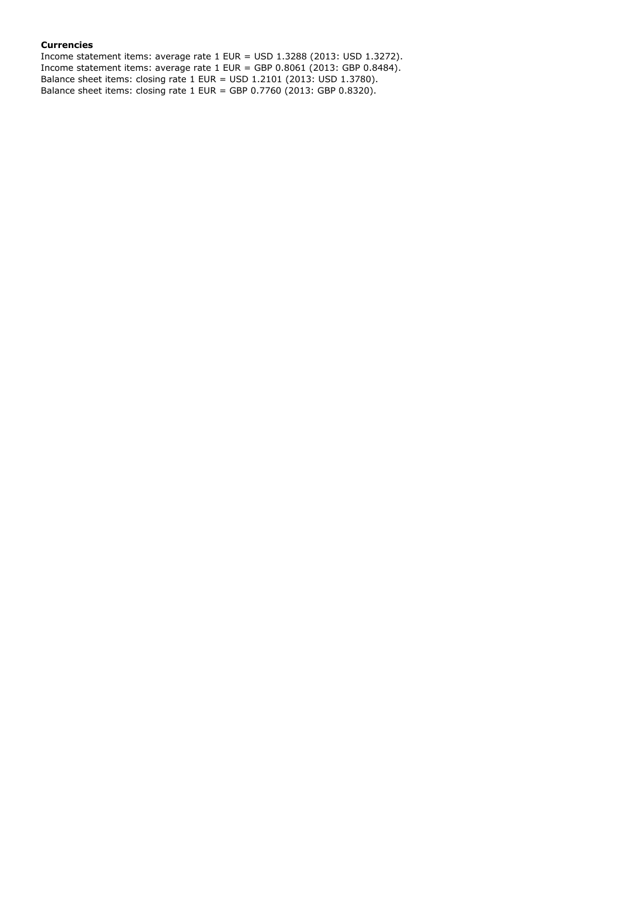**Currencies**

Income statement items: average rate 1 EUR = USD 1.3288 (2013: USD 1.3272).
Income statement items: average rate 1 EUR = GBP 0.8061 (2013: GBP 0.8484).
Balance sheet items: closing rate 1 EUR = USD 1.2101 (2013: USD 1.3780).
Balance sheet items: closing rate 1 EUR = GBP 0.7760 (2013: GBP 0.8320).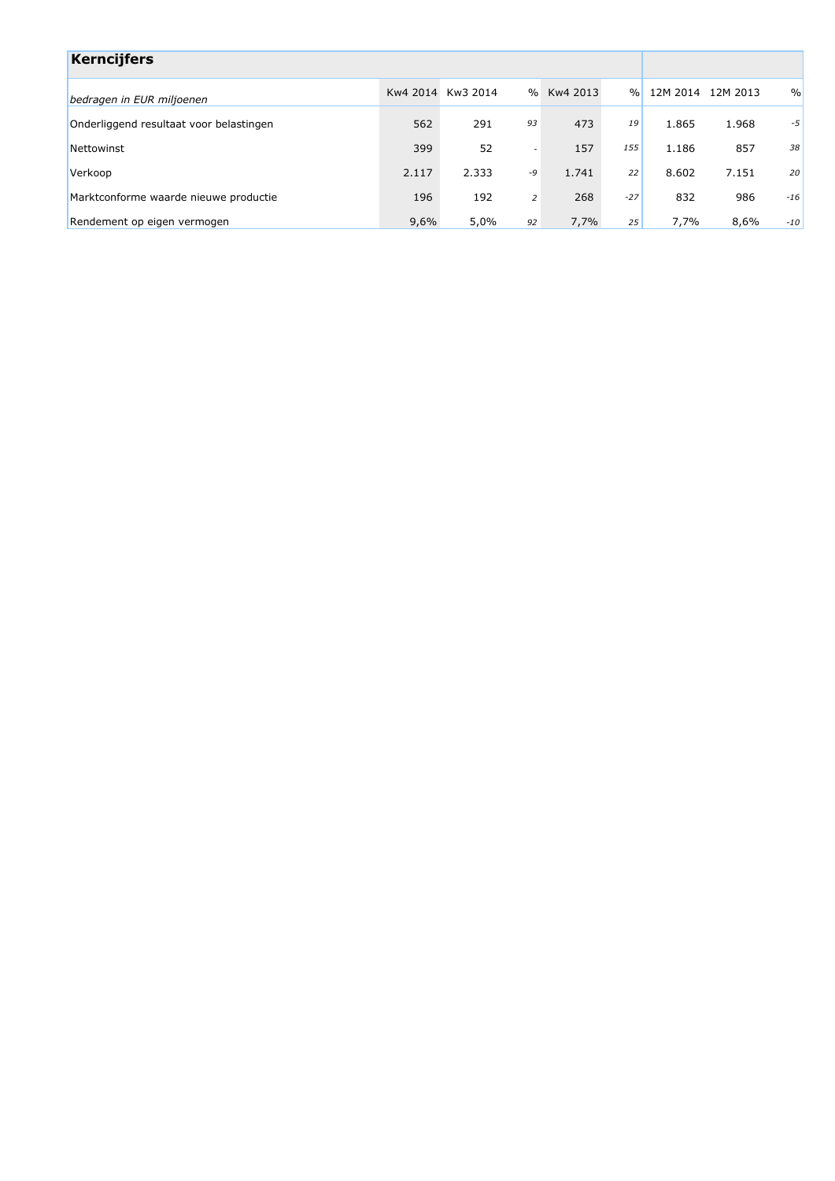## Kerncijfers

| *bedragen in EUR miljoenen* | Kw4 2014 | Kw3 2014 | % | Kw4 2013 | % | 12M 2014 | 12M 2013 | % |
|---|---|---|---|---|---|---|---|---|
| Onderliggend resultaat voor belastingen | 562 | 291 | *93* | 473 | *19* | 1.865 | 1.968 | *-5* |
| Nettowinst | 399 | 52 | - | 157 | *155* | 1.186 | 857 | *38* |
| Verkoop | 2.117 | 2.333 | *-9* | 1.741 | *22* | 8.602 | 7.151 | *20* |
| Marktconforme waarde nieuwe productie | 196 | 192 | *2* | 268 | *-27* | 832 | 986 | *-16* |
| Rendement op eigen vermogen | 9,6% | 5,0% | *92* | 7,7% | *25* | 7,7% | 8,6% | *-10* |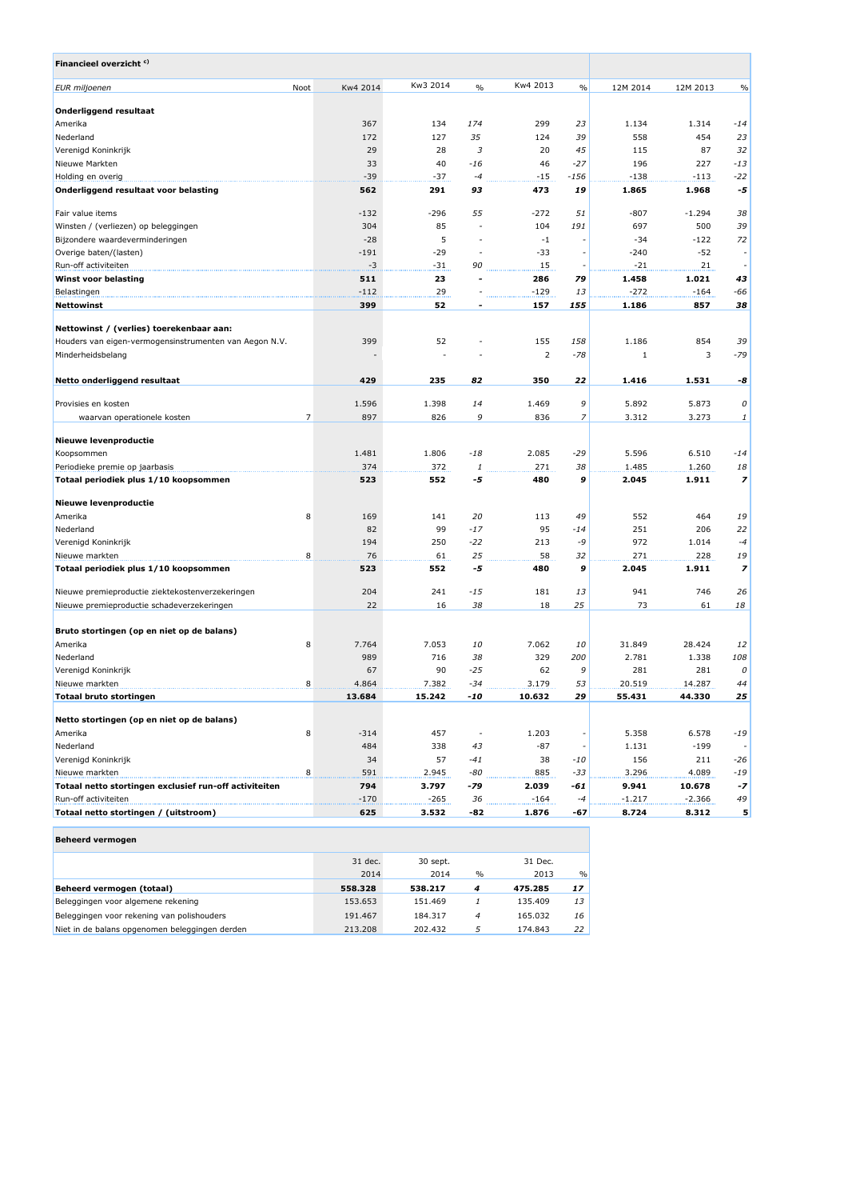## Financieel overzicht [c)]

| EUR miljoenen | Noot | Kw4 2014 | Kw3 2014 | % | Kw4 2013 | % | 12M 2014 | 12M 2013 | % |
|---|---|---|---|---|---|---|---|---|---|
| **Onderliggend resultaat** | | | | | | | | | |
| Amerika | | 367 | 134 | 174 | 299 | 23 | 1.134 | 1.314 | -14 |
| Nederland | | 172 | 127 | 35 | 124 | 39 | 558 | 454 | 23 |
| Verenigd Koninkrijk | | 29 | 28 | 3 | 20 | 45 | 115 | 87 | 32 |
| Nieuwe Markten | | 33 | 40 | -16 | 46 | -27 | 196 | 227 | -13 |
| Holding en overig | | -39 | -37 | -4 | -15 | -156 | -138 | -113 | -22 |
| **Onderliggend resultaat voor belasting** | | **562** | **291** | **93** | **473** | **19** | **1.865** | **1.968** | **-5** |
| Fair value items | | -132 | -296 | 55 | -272 | 51 | -807 | -1.294 | 38 |
| Winsten / (verliezen) op beleggingen | | 304 | 85 | - | 104 | 191 | 697 | 500 | 39 |
| Bijzondere waardeverminderingen | | -28 | 5 | - | -1 | - | -34 | -122 | 72 |
| Overige baten/(lasten) | | -191 | -29 | - | -33 | - | -240 | -52 | - |
| Run-off activiteiten | | -3 | -31 | 90 | 15 | - | -21 | 21 | - |
| **Winst voor belasting** | | **511** | **23** | **-** | **286** | **79** | **1.458** | **1.021** | **43** |
| Belastingen | | -112 | 29 | - | -129 | 13 | -272 | -164 | -66 |
| **Nettowinst** | | **399** | **52** | **-** | **157** | **155** | **1.186** | **857** | **38** |
| **Nettowinst / (verlies) toerekenbaar aan:** | | | | | | | | | |
| Houders van eigen-vermogensinstrumenten van Aegon N.V. | | 399 | 52 | - | 155 | 158 | 1.186 | 854 | 39 |
| Minderheidsbelang | | - | - | - | 2 | -78 | 1 | 3 | -79 |
| **Netto onderliggend resultaat** | | **429** | **235** | **82** | **350** | **22** | **1.416** | **1.531** | **-8** |
| Provisies en kosten | | 1.596 | 1.398 | 14 | 1.469 | 9 | 5.892 | 5.873 | 0 |
| waarvan operationele kosten | 7 | 897 | 826 | 9 | 836 | 7 | 3.312 | 3.273 | 1 |
| **Nieuwe levenproductie** | | | | | | | | | |
| Koopsommen | | 1.481 | 1.806 | -18 | 2.085 | -29 | 5.596 | 6.510 | -14 |
| Periodieke premie op jaarbasis | | 374 | 372 | 1 | 271 | 38 | 1.485 | 1.260 | 18 |
| **Totaal periodiek plus 1/10 koopsommen** | | **523** | **552** | **-5** | **480** | **9** | **2.045** | **1.911** | **7** |
| **Nieuwe levenproductie** | | | | | | | | | |
| Amerika | 8 | 169 | 141 | 20 | 113 | 49 | 552 | 464 | 19 |
| Nederland | | 82 | 99 | -17 | 95 | -14 | 251 | 206 | 22 |
| Verenigd Koninkrijk | | 194 | 250 | -22 | 213 | -9 | 972 | 1.014 | -4 |
| Nieuwe markten | 8 | 76 | 61 | 25 | 58 | 32 | 271 | 228 | 19 |
| **Totaal periodiek plus 1/10 koopsommen** | | **523** | **552** | **-5** | **480** | **9** | **2.045** | **1.911** | **7** |
| Nieuwe premieproductie ziektekostenverzekeringen | | 204 | 241 | -15 | 181 | 13 | 941 | 746 | 26 |
| Nieuwe premieproductie schadeverzekeringen | | 22 | 16 | 38 | 18 | 25 | 73 | 61 | 18 |
| **Bruto stortingen (op en niet op de balans)** | | | | | | | | | |
| Amerika | 8 | 7.764 | 7.053 | 10 | 7.062 | 10 | 31.849 | 28.424 | 12 |
| Nederland | | 989 | 716 | 38 | 329 | 200 | 2.781 | 1.338 | 108 |
| Verenigd Koninkrijk | | 67 | 90 | -25 | 62 | 9 | 281 | 281 | 0 |
| Nieuwe markten | 8 | 4.864 | 7.382 | -34 | 3.179 | 53 | 20.519 | 14.287 | 44 |
| **Totaal bruto stortingen** | | **13.684** | **15.242** | **-10** | **10.632** | **29** | **55.431** | **44.330** | **25** |
| **Netto stortingen (op en niet op de balans)** | | | | | | | | | |
| Amerika | 8 | -314 | 457 | - | 1.203 | - | 5.358 | 6.578 | -19 |
| Nederland | | 484 | 338 | 43 | -87 | - | 1.131 | -199 | - |
| Verenigd Koninkrijk | | 34 | 57 | -41 | 38 | -10 | 156 | 211 | -26 |
| Nieuwe markten | 8 | 591 | 2.945 | -80 | 885 | -33 | 3.296 | 4.089 | -19 |
| **Totaal netto stortingen exclusief run-off activiteiten** | | **794** | **3.797** | **-79** | **2.039** | **-61** | **9.941** | **10.678** | **-7** |
| Run-off activiteiten | | -170 | -265 | 36 | -164 | -4 | -1.217 | -2.366 | 49 |
| **Totaal netto stortingen / (uitstroom)** | | **625** | **3.532** | **-82** | **1.876** | **-67** | **8.724** | **8.312** | **5** |

## Beheerd vermogen

| | 31 dec. 2014 | 30 sept. 2014 | % | 31 Dec. 2013 | % |
|---|---|---|---|---|---|
| **Beheerd vermogen (totaal)** | **558.328** | **538.217** | **4** | **475.285** | **17** |
| Beleggingen voor algemene rekening | 153.653 | 151.469 | 1 | 135.409 | 13 |
| Beleggingen voor rekening van polishouders | 191.467 | 184.317 | 4 | 165.032 | 16 |
| Niet in de balans opgenomen beleggingen derden | 213.208 | 202.432 | 5 | 174.843 | 22 |